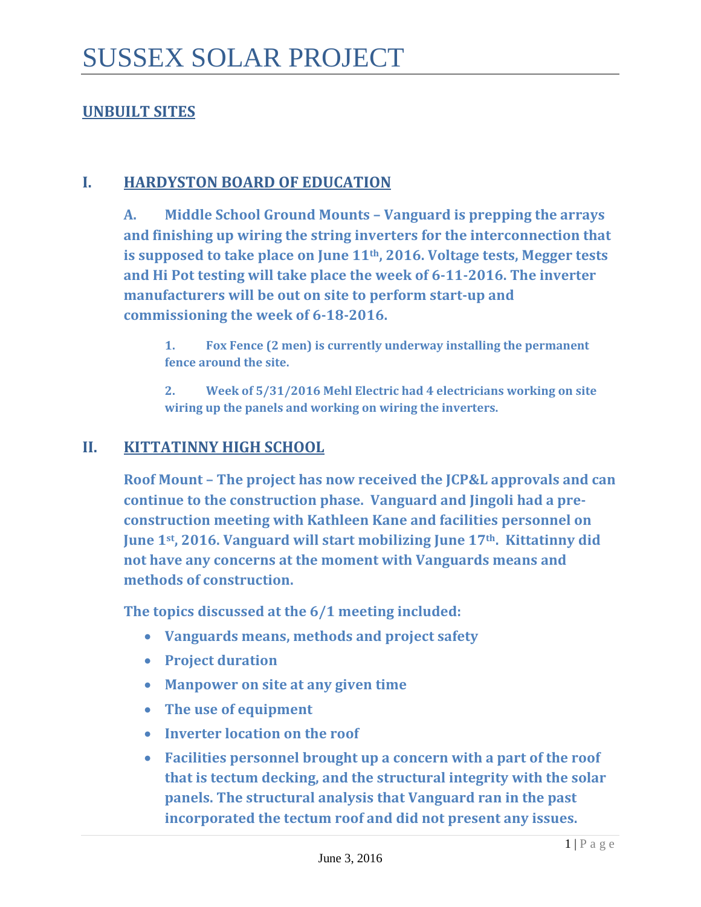# SUSSEX SOLAR PROJECT

## UNBUILT SITES

## I. HARDYSTON BOARD OF EDUCATION

**A. Middle School Ground Mounts – Vanguard is prepping the arrays and finishing up wiring the string inverters for the interconnection that is supposed to take place on June 11th, 2016. Voltage tests, Megger tests and Hi Pot testing will take place the week of 6-11-2016. The inverter manufacturers will be out on site to perform start-up and commissioning the week of 6-18-2016.**

1. **Fox Fence (2 men) is currently underway installing the permanent fence around the site.**

2. **Week of 5/31/2016 Mehl Electric had 4 electricians working on site wiring up the panels and working on wiring the inverters.**

## II. KITTATINNY HIGH SCHOOL

**Roof Mount – The project has now received the JCP&L approvals and can continue to the construction phase. Vanguard and Jingoli had a pre-construction meeting with Kathleen Kane and facilities personnel on June 1st, 2016. Vanguard will start mobilizing June 17th. Kittatinny did not have any concerns at the moment with Vanguards means and methods of construction.**

**The topics discussed at the 6/1 meeting included:**

- **Vanguards means, methods and project safety**
- **Project duration**
- **Manpower on site at any given time**
- **The use of equipment**
- **Inverter location on the roof**
- **Facilities personnel brought up a concern with a part of the roof that is tectum decking, and the structural integrity with the solar panels. The structural analysis that Vanguard ran in the past incorporated the tectum roof and did not present any issues.**

June 3, 2016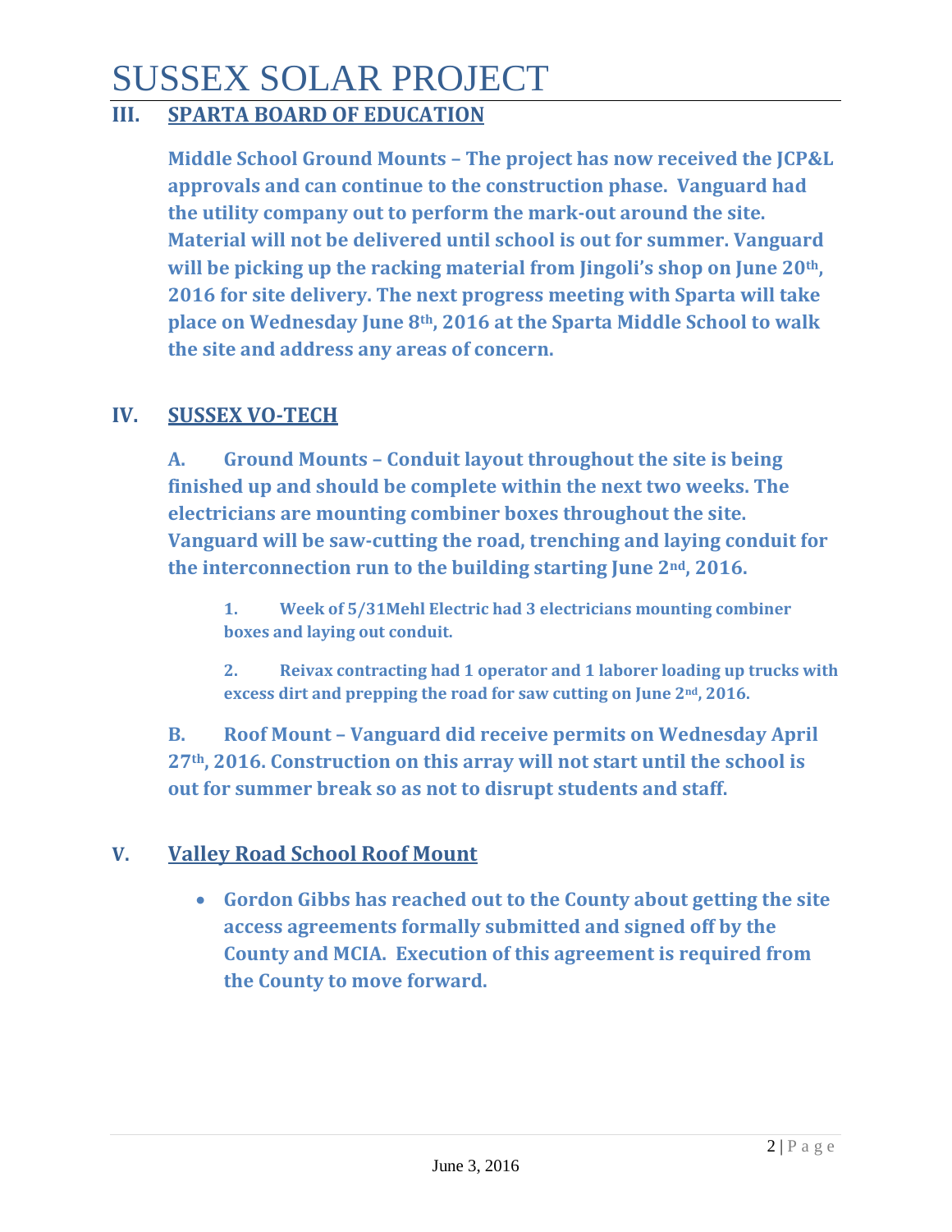# SUSSEX SOLAR PROJECT

## III. SPARTA BOARD OF EDUCATION

**Middle School Ground Mounts – The project has now received the JCP&L approvals and can continue to the construction phase. Vanguard had the utility company out to perform the mark-out around the site. Material will not be delivered until school is out for summer. Vanguard will be picking up the racking material from Jingoli's shop on June 20th, 2016 for site delivery. The next progress meeting with Sparta will take place on Wednesday June 8th, 2016 at the Sparta Middle School to walk the site and address any areas of concern.**

## IV. SUSSEX VO-TECH

**A. Ground Mounts – Conduit layout throughout the site is being finished up and should be complete within the next two weeks. The electricians are mounting combiner boxes throughout the site. Vanguard will be saw-cutting the road, trenching and laying conduit for the interconnection run to the building starting June 2nd, 2016.**

1. **Week of 5/31Mehl Electric had 3 electricians mounting combiner boxes and laying out conduit.**
2. **Reivax contracting had 1 operator and 1 laborer loading up trucks with excess dirt and prepping the road for saw cutting on June 2nd, 2016.**

**B. Roof Mount – Vanguard did receive permits on Wednesday April 27th, 2016. Construction on this array will not start until the school is out for summer break so as not to disrupt students and staff.**

## V. Valley Road School Roof Mount

- **Gordon Gibbs has reached out to the County about getting the site access agreements formally submitted and signed off by the County and MCIA. Execution of this agreement is required from the County to move forward.**

June 3, 2016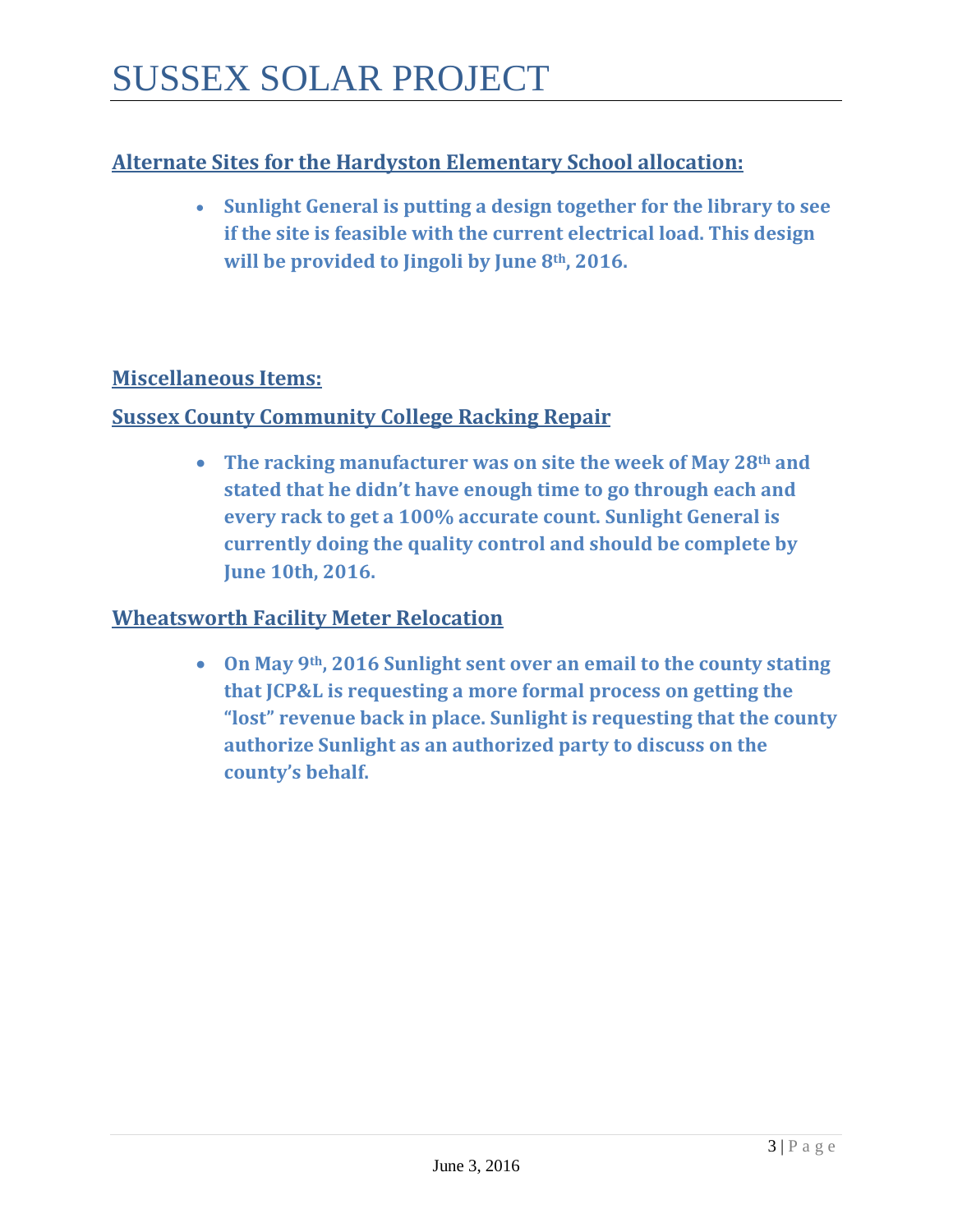## Alternate Sites for the Hardyston Elementary School allocation:

- **Sunlight General is putting a design together for the library to see if the site is feasible with the current electrical load. This design will be provided to Jingoli by June 8th, 2016.**

## Miscellaneous Items:

### Sussex County Community College Racking Repair

- **The racking manufacturer was on site the week of May 28th and stated that he didn't have enough time to go through each and every rack to get a 100% accurate count. Sunlight General is currently doing the quality control and should be complete by June 10th, 2016.**

### Wheatsworth Facility Meter Relocation

- **On May 9th, 2016 Sunlight sent over an email to the county stating that JCP&L is requesting a more formal process on getting the "lost" revenue back in place. Sunlight is requesting that the county authorize Sunlight as an authorized party to discuss on the county's behalf.**